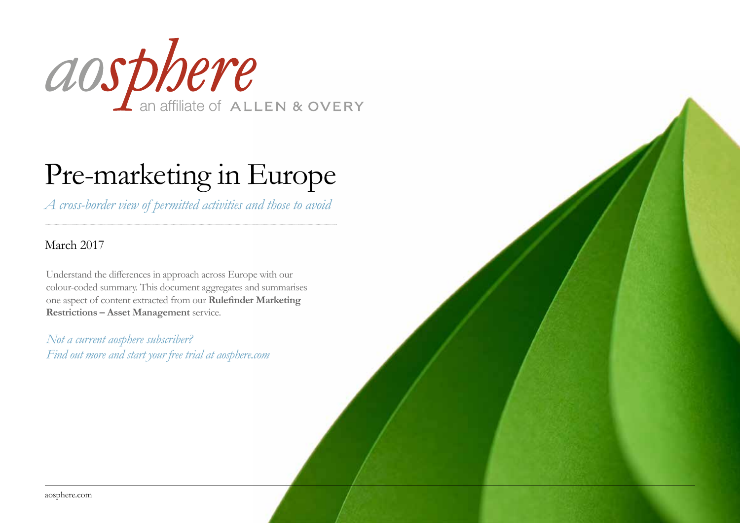aosphere

an affiliate of ALLEN & OVERY

# Pre-marketing in Europe

*A cross-border view of permitted activities and those to avoid*

March 2017

Understand the differences in approach across Europe with our colour-coded summary. This document aggregates and summarises one aspect of content extracted from our **Rulefinder Marketing Restrictions – Asset Management** service.

*Not a current aosphere subscriber?*
*Find out more and start your free trial at aosphere.com*

aosphere.com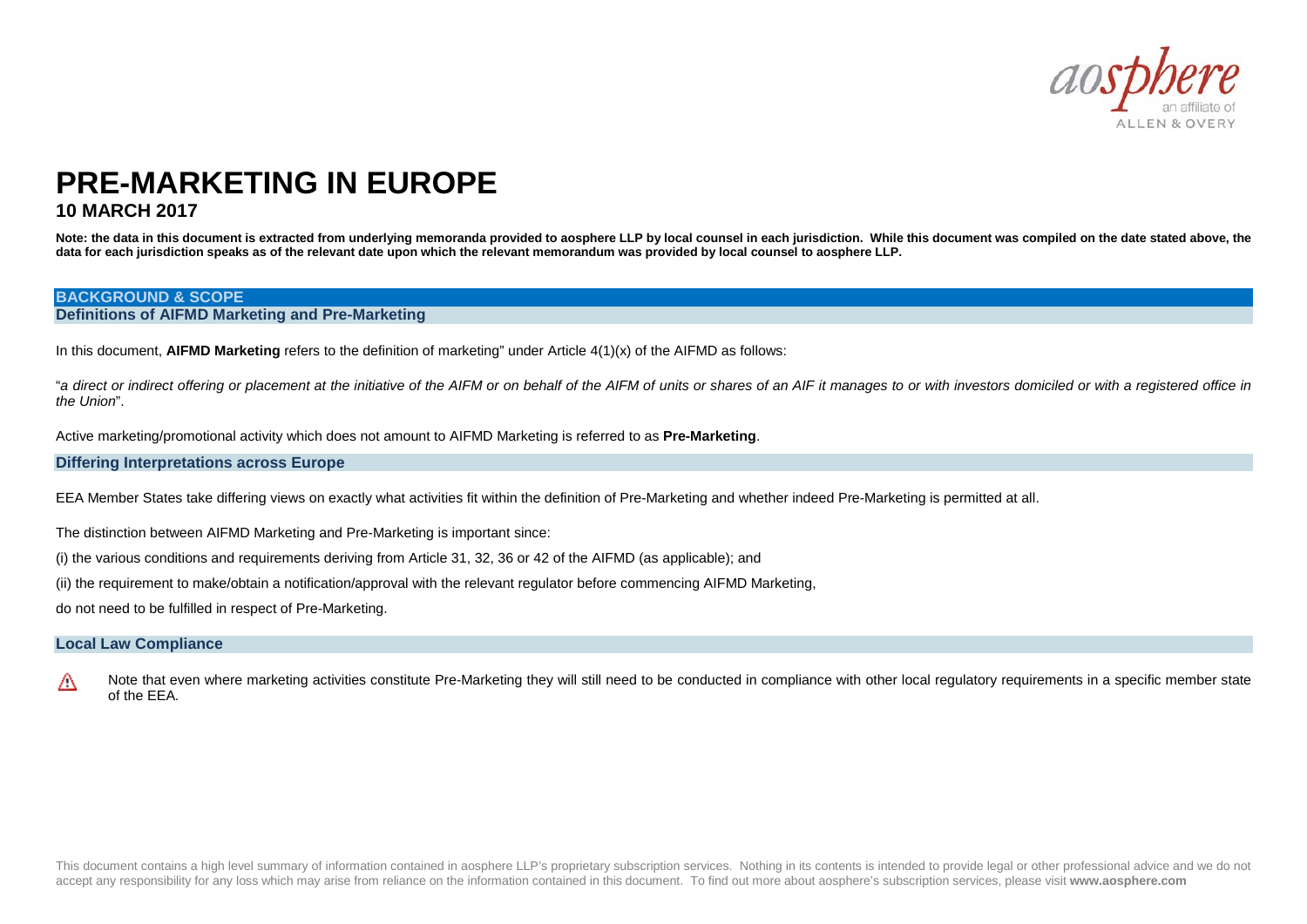# PRE-MARKETING IN EUROPE

## 10 MARCH 2017

**Note: the data in this document is extracted from underlying memoranda provided to aosphere LLP by local counsel in each jurisdiction. While this document was compiled on the date stated above, the data for each jurisdiction speaks as of the relevant date upon which the relevant memorandum was provided by local counsel to aosphere LLP.**

## BACKGROUND & SCOPE

### Definitions of AIFMD Marketing and Pre-Marketing

In this document, **AIFMD Marketing** refers to the definition of marketing" under Article 4(1)(x) of the AIFMD as follows:

"*a direct or indirect offering or placement at the initiative of the AIFM or on behalf of the AIFM of units or shares of an AIF it manages to or with investors domiciled or with a registered office in the Union*".

Active marketing/promotional activity which does not amount to AIFMD Marketing is referred to as **Pre-Marketing**.

### Differing Interpretations across Europe

EEA Member States take differing views on exactly what activities fit within the definition of Pre-Marketing and whether indeed Pre-Marketing is permitted at all.

The distinction between AIFMD Marketing and Pre-Marketing is important since:

(i) the various conditions and requirements deriving from Article 31, 32, 36 or 42 of the AIFMD (as applicable); and

(ii) the requirement to make/obtain a notification/approval with the relevant regulator before commencing AIFMD Marketing,

do not need to be fulfilled in respect of Pre-Marketing.

### Local Law Compliance

⚠ Note that even where marketing activities constitute Pre-Marketing they will still need to be conducted in compliance with other local regulatory requirements in a specific member state of the EEA.

This document contains a high level summary of information contained in aosphere LLP's proprietary subscription services. Nothing in its contents is intended to provide legal or other professional advice and we do not accept any responsibility for any loss which may arise from reliance on the information contained in this document. To find out more about aosphere's subscription services, please visit **www.aosphere.com**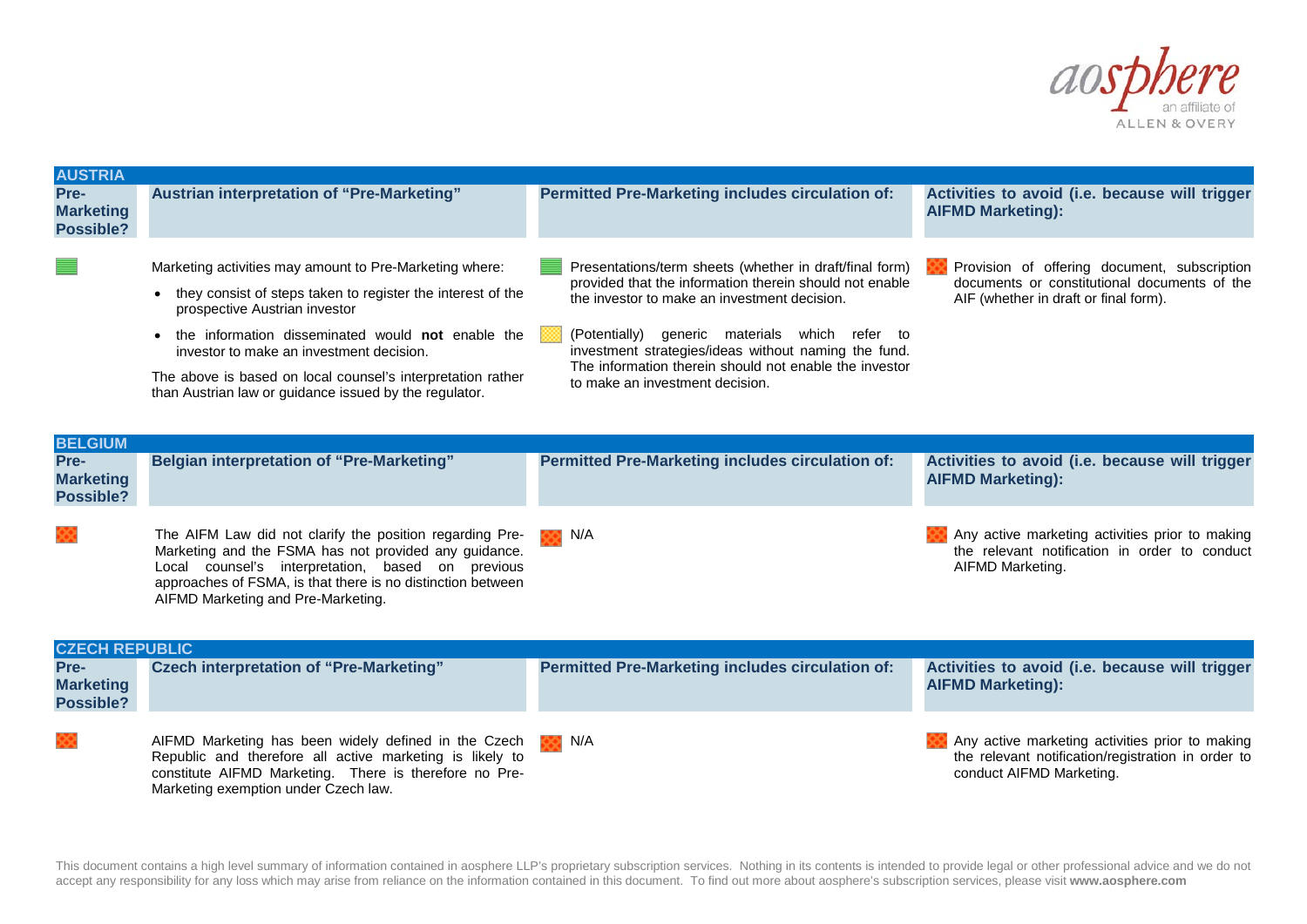## AUSTRIA

| Pre-Marketing Possible? | Austrian interpretation of "Pre-Marketing" | Permitted Pre-Marketing includes circulation of: | Activities to avoid (i.e. because will trigger AIFMD Marketing): |
|---|---|---|---|
| | Marketing activities may amount to Pre-Marketing where:<br>• they consist of steps taken to register the interest of the prospective Austrian investor<br>• the information disseminated would **not** enable the investor to make an investment decision.<br>The above is based on local counsel's interpretation rather than Austrian law or guidance issued by the regulator. | Presentations/term sheets (whether in draft/final form) provided that the information therein should not enable the investor to make an investment decision.<br>(Potentially) generic materials which refer to investment strategies/ideas without naming the fund. The information therein should not enable the investor to make an investment decision. | Provision of offering document, subscription documents or constitutional documents of the AIF (whether in draft or final form). |

## BELGIUM

| Pre-Marketing Possible? | Belgian interpretation of "Pre-Marketing" | Permitted Pre-Marketing includes circulation of: | Activities to avoid (i.e. because will trigger AIFMD Marketing): |
|---|---|---|---|
| | The AIFM Law did not clarify the position regarding Pre-Marketing and the FSMA has not provided any guidance. Local counsel's interpretation, based on previous approaches of FSMA, is that there is no distinction between AIFMD Marketing and Pre-Marketing. | N/A | Any active marketing activities prior to making the relevant notification in order to conduct AIFMD Marketing. |

## CZECH REPUBLIC

| Pre-Marketing Possible? | Czech interpretation of "Pre-Marketing" | Permitted Pre-Marketing includes circulation of: | Activities to avoid (i.e. because will trigger AIFMD Marketing): |
|---|---|---|---|
| | AIFMD Marketing has been widely defined in the Czech Republic and therefore all active marketing is likely to constitute AIFMD Marketing. There is therefore no Pre-Marketing exemption under Czech law. | N/A | Any active marketing activities prior to making the relevant notification/registration in order to conduct AIFMD Marketing. |

This document contains a high level summary of information contained in aosphere LLP's proprietary subscription services. Nothing in its contents is intended to provide legal or other professional advice and we do not accept any responsibility for any loss which may arise from reliance on the information contained in this document. To find out more about aosphere's subscription services, please visit **www.aosphere.com**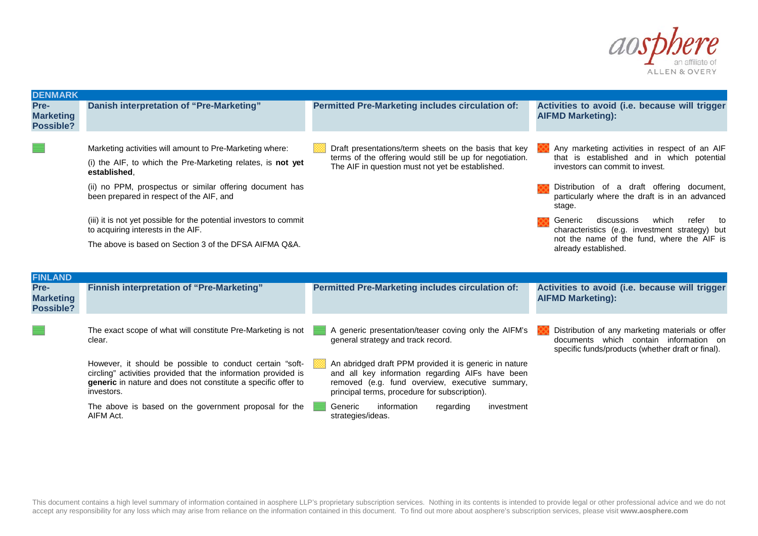## DENMARK

| Pre-Marketing Possible? | Danish interpretation of "Pre-Marketing" | Permitted Pre-Marketing includes circulation of: | Activities to avoid (i.e. because will trigger AIFMD Marketing): |
|---|---|---|---|
| (green) | Marketing activities will amount to Pre-Marketing where:<br><br>(i) the AIF, to which the Pre-Marketing relates, is **not yet established**,<br><br>(ii) no PPM, prospectus or similar offering document has been prepared in respect of the AIF, and<br><br>(iii) it is not yet possible for the potential investors to commit to acquiring interests in the AIF.<br><br>The above is based on Section 3 of the DFSA AIFMA Q&A. | (yellow) Draft presentations/term sheets on the basis that key terms of the offering would still be up for negotiation. The AIF in question must not yet be established. | (orange) Any marketing activities in respect of an AIF that is established and in which potential investors can commit to invest.<br><br>(orange) Distribution of a draft offering document, particularly where the draft is in an advanced stage.<br><br>(orange) Generic discussions which refer to characteristics (e.g. investment strategy) but not the name of the fund, where the AIF is already established. |

## FINLAND

| Pre-Marketing Possible? | Finnish interpretation of "Pre-Marketing" | Permitted Pre-Marketing includes circulation of: | Activities to avoid (i.e. because will trigger AIFMD Marketing): |
|---|---|---|---|
| (green) | The exact scope of what will constitute Pre-Marketing is not clear.<br><br>However, it should be possible to conduct certain "soft-circling" activities provided that the information provided is **generic** in nature and does not constitute a specific offer to investors.<br><br>The above is based on the government proposal for the AIFM Act. | (green) A generic presentation/teaser coving only the AIFM's general strategy and track record.<br><br>(yellow) An abridged draft PPM provided it is generic in nature and all key information regarding AIFs have been removed (e.g. fund overview, executive summary, principal terms, procedure for subscription).<br><br>(green) Generic information regarding investment strategies/ideas. | (orange) Distribution of any marketing materials or offer documents which contain information on specific funds/products (whether draft or final). |

This document contains a high level summary of information contained in aosphere LLP's proprietary subscription services. Nothing in its contents is intended to provide legal or other professional advice and we do not accept any responsibility for any loss which may arise from reliance on the information contained in this document. To find out more about aosphere's subscription services, please visit **www.aosphere.com**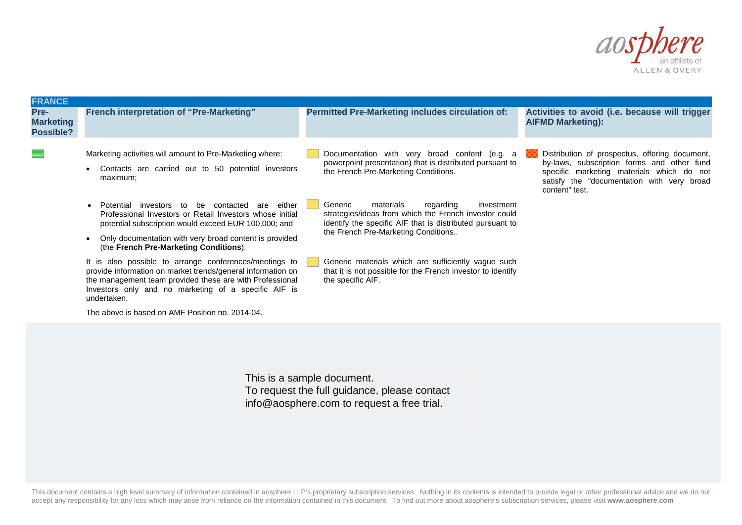## FRANCE

| Pre-Marketing Possible? | French interpretation of "Pre-Marketing" | Permitted Pre-Marketing includes circulation of: | Activities to avoid (i.e. because will trigger AIFMD Marketing): |
|---|---|---|---|
| | Marketing activities will amount to Pre-Marketing where:<br>• Contacts are carried out to 50 potential investors maximum;<br>• Potential investors to be contacted are either Professional Investors or Retail Investors whose initial potential subscription would exceed EUR 100,000; and<br>• Only documentation with very broad content is provided (the **French Pre-Marketing Conditions**).<br>It is also possible to arrange conferences/meetings to provide information on market trends/general information on the management team provided these are with Professional Investors only and no marketing of a specific AIF is undertaken.<br>The above is based on AMF Position no. 2014-04. | Documentation with very broad content (e.g. a powerpoint presentation) that is distributed pursuant to the French Pre-Marketing Conditions.<br>Generic materials regarding investment strategies/ideas from which the French investor could identify the specific AIF that is distributed pursuant to the French Pre-Marketing Conditions..<br>Generic materials which are sufficiently vague such that it is not possible for the French investor to identify the specific AIF. | Distribution of prospectus, offering document, by-laws, subscription forms and other fund specific marketing materials which do not satisfy the "documentation with very broad content" test. |

This is a sample document.
To request the full guidance, please contact info@aosphere.com to request a free trial.

This document contains a high level summary of information contained in aosphere LLP's proprietary subscription services. Nothing in its contents is intended to provide legal or other professional advice and we do not accept any responsibility for any loss which may arise from reliance on the information contained in this document. To find out more about aosphere's subscription services, please visit **www.aosphere.com**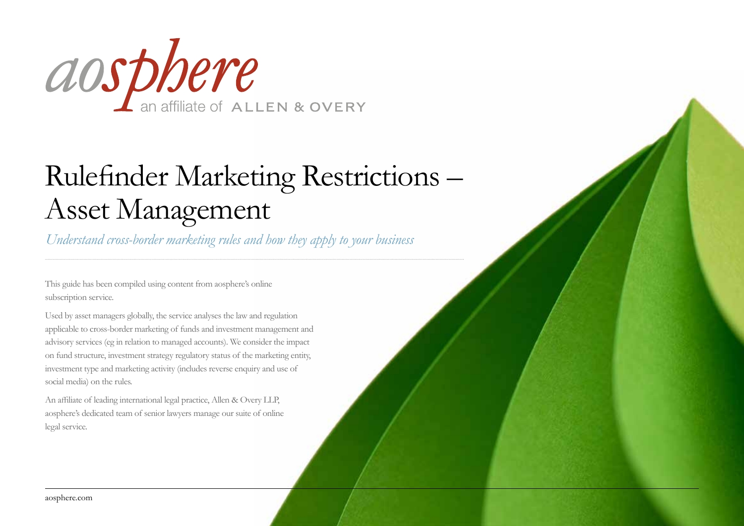aosphere

an affiliate of ALLEN & OVERY

# Rulefinder Marketing Restrictions – Asset Management

*Understand cross-border marketing rules and how they apply to your business*

This guide has been compiled using content from aosphere's online subscription service.

Used by asset managers globally, the service analyses the law and regulation applicable to cross-border marketing of funds and investment management and advisory services (eg in relation to managed accounts). We consider the impact on fund structure, investment strategy regulatory status of the marketing entity, investment type and marketing activity (includes reverse enquiry and use of social media) on the rules.

An affiliate of leading international legal practice, Allen & Overy LLP, aosphere's dedicated team of senior lawyers manage our suite of online legal service.

aosphere.com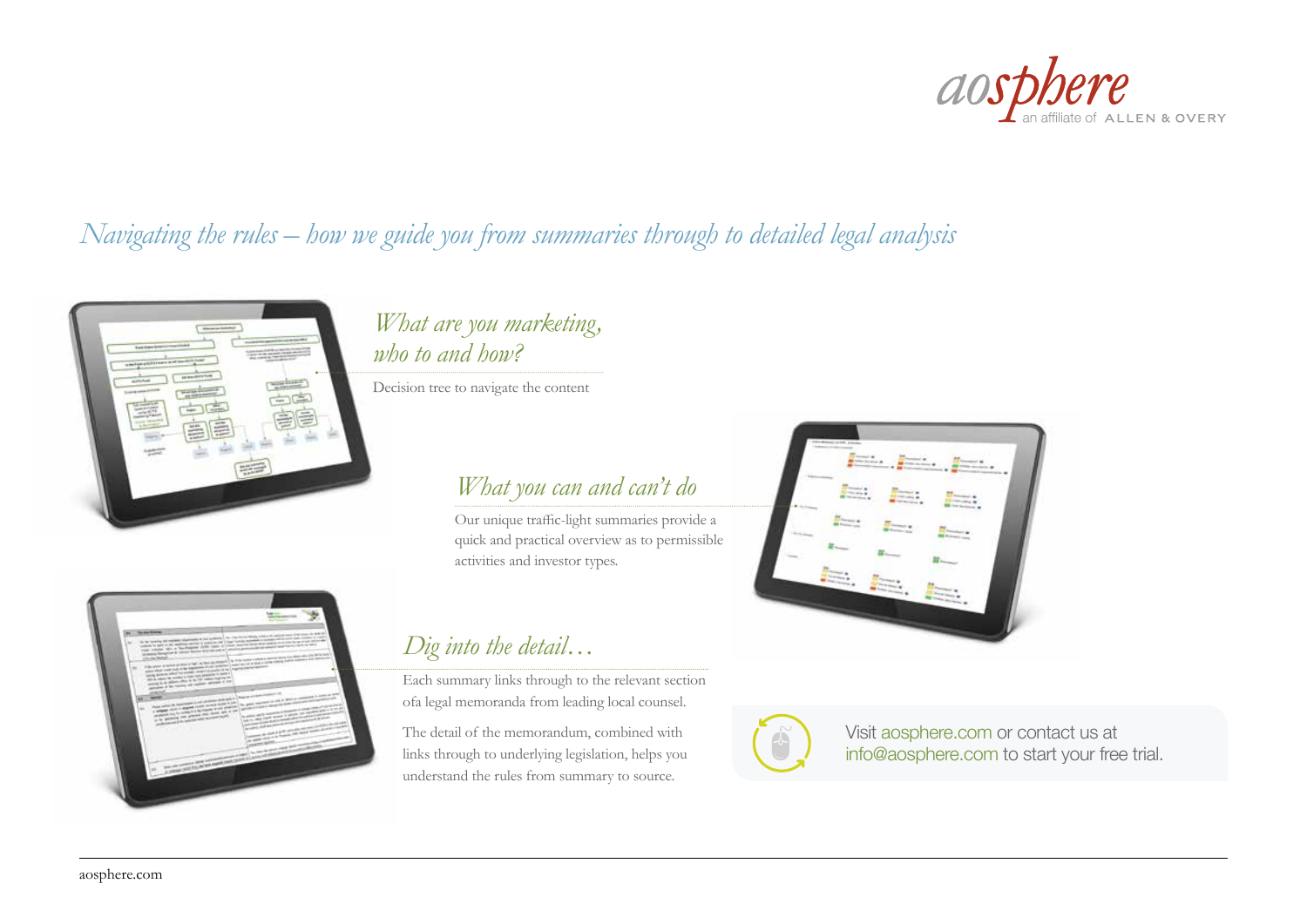aosphere
an affiliate of ALLEN & OVERY

# *Navigating the rules – how we guide you from summaries through to detailed legal analysis*

## *What are you marketing, who to and how?*

Decision tree to navigate the content

## *What you can and can't do*

Our unique traffic-light summaries provide a quick and practical overview as to permissible activities and investor types.

## *Dig into the detail…*

Each summary links through to the relevant section ofa legal memoranda from leading local counsel.

The detail of the memorandum, combined with links through to underlying legislation, helps you understand the rules from summary to source.

Visit aosphere.com or contact us at info@aosphere.com to start your free trial.

aosphere.com